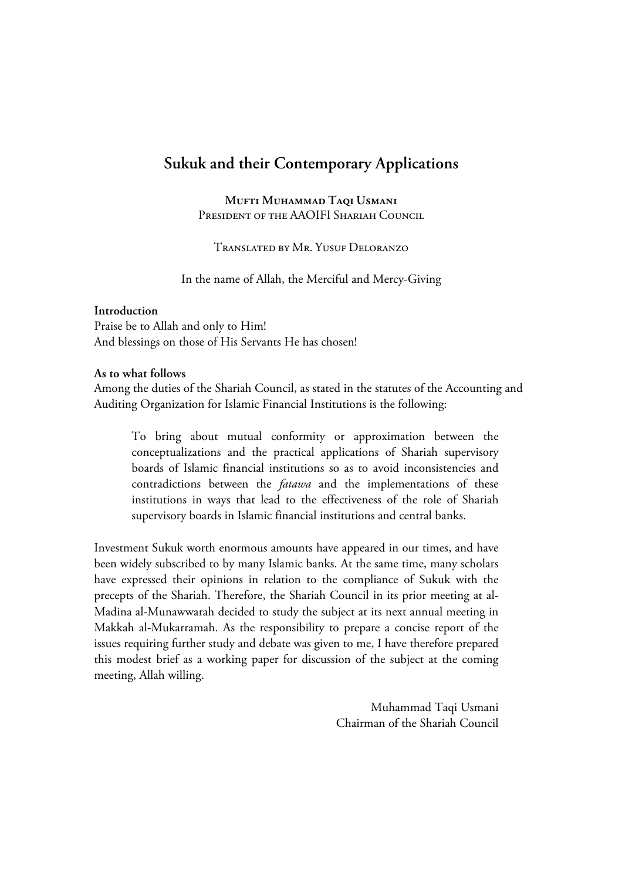# Sukuk and their Contemporary Applications

**Mufti Muhammad Taqi Usmani**
President of the AAOIFI Shariah Council

Translated by Mr. Yusuf DeLorenzo

In the name of Allah, the Merciful and Mercy-Giving

**Introduction**
Praise be to Allah and only to Him!
And blessings on those of His Servants He has chosen!

**As to what follows**
Among the duties of the Shariah Council, as stated in the statutes of the Accounting and Auditing Organization for Islamic Financial Institutions is the following:

> To bring about mutual conformity or approximation between the conceptualizations and the practical applications of Shariah supervisory boards of Islamic financial institutions so as to avoid inconsistencies and contradictions between the *fatawa* and the implementations of these institutions in ways that lead to the effectiveness of the role of Shariah supervisory boards in Islamic financial institutions and central banks.

Investment Sukuk worth enormous amounts have appeared in our times, and have been widely subscribed to by many Islamic banks. At the same time, many scholars have expressed their opinions in relation to the compliance of Sukuk with the precepts of the Shariah. Therefore, the Shariah Council in its prior meeting at al-Madina al-Munawwarah decided to study the subject at its next annual meeting in Makkah al-Mukarramah. As the responsibility to prepare a concise report of the issues requiring further study and debate was given to me, I have therefore prepared this modest brief as a working paper for discussion of the subject at the coming meeting, Allah willing.

Muhammad Taqi Usmani
Chairman of the Shariah Council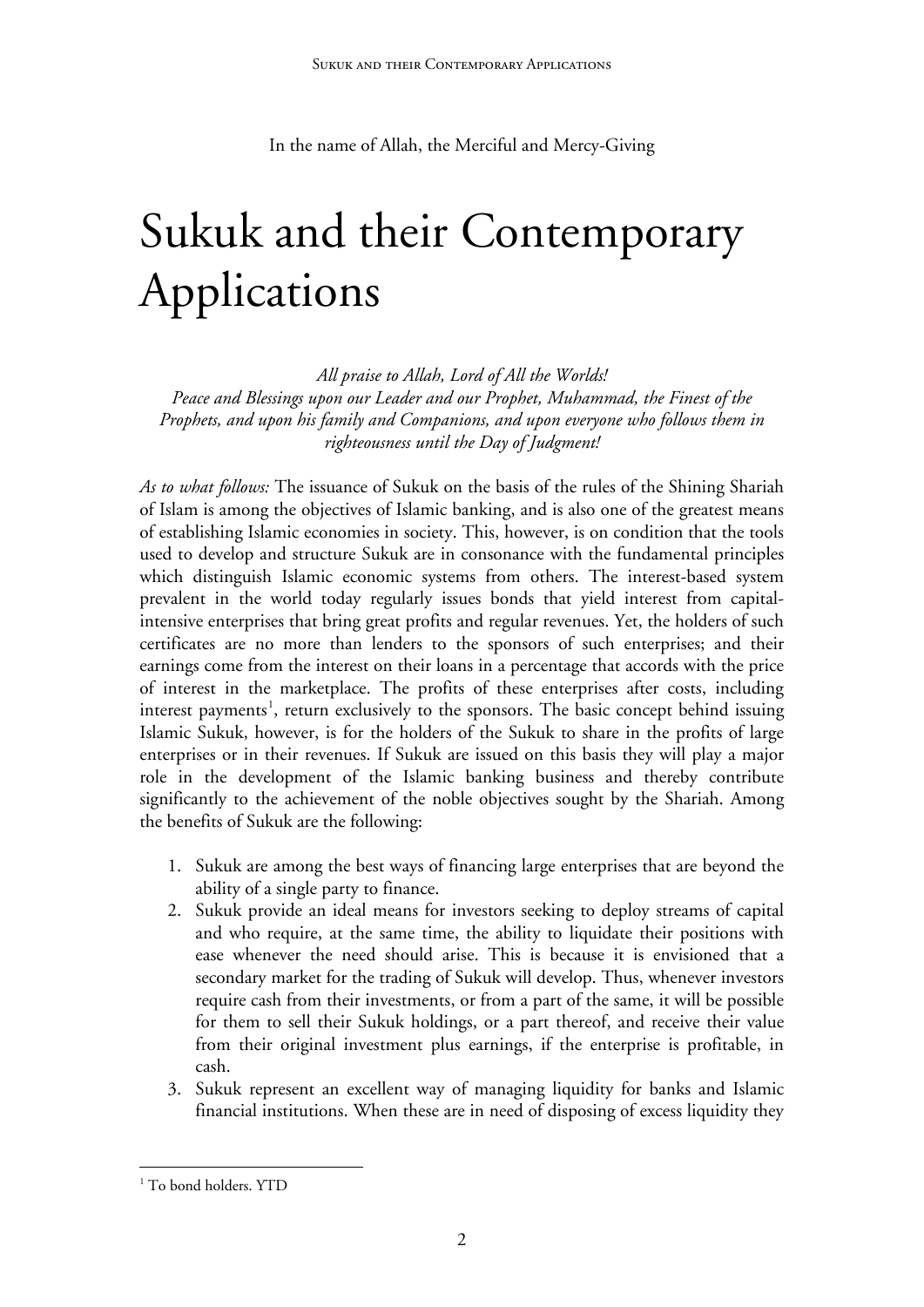In the name of Allah, the Merciful and Mercy-Giving

# Sukuk and their Contemporary Applications

*All praise to Allah, Lord of All the Worlds!*
*Peace and Blessings upon our Leader and our Prophet, Muhammad, the Finest of the Prophets, and upon his family and Companions, and upon everyone who follows them in righteousness until the Day of Judgment!*

*As to what follows:* The issuance of Sukuk on the basis of the rules of the Shining Shariah of Islam is among the objectives of Islamic banking, and is also one of the greatest means of establishing Islamic economies in society. This, however, is on condition that the tools used to develop and structure Sukuk are in consonance with the fundamental principles which distinguish Islamic economic systems from others. The interest-based system prevalent in the world today regularly issues bonds that yield interest from capital-intensive enterprises that bring great profits and regular revenues. Yet, the holders of such certificates are no more than lenders to the sponsors of such enterprises; and their earnings come from the interest on their loans in a percentage that accords with the price of interest in the marketplace. The profits of these enterprises after costs, including interest payments[1], return exclusively to the sponsors. The basic concept behind issuing Islamic Sukuk, however, is for the holders of the Sukuk to share in the profits of large enterprises or in their revenues. If Sukuk are issued on this basis they will play a major role in the development of the Islamic banking business and thereby contribute significantly to the achievement of the noble objectives sought by the Shariah. Among the benefits of Sukuk are the following:

1. Sukuk are among the best ways of financing large enterprises that are beyond the ability of a single party to finance.
2. Sukuk provide an ideal means for investors seeking to deploy streams of capital and who require, at the same time, the ability to liquidate their positions with ease whenever the need should arise. This is because it is envisioned that a secondary market for the trading of Sukuk will develop. Thus, whenever investors require cash from their investments, or from a part of the same, it will be possible for them to sell their Sukuk holdings, or a part thereof, and receive their value from their original investment plus earnings, if the enterprise is profitable, in cash.
3. Sukuk represent an excellent way of managing liquidity for banks and Islamic financial institutions. When these are in need of disposing of excess liquidity they

---

[1] To bond holders. YTD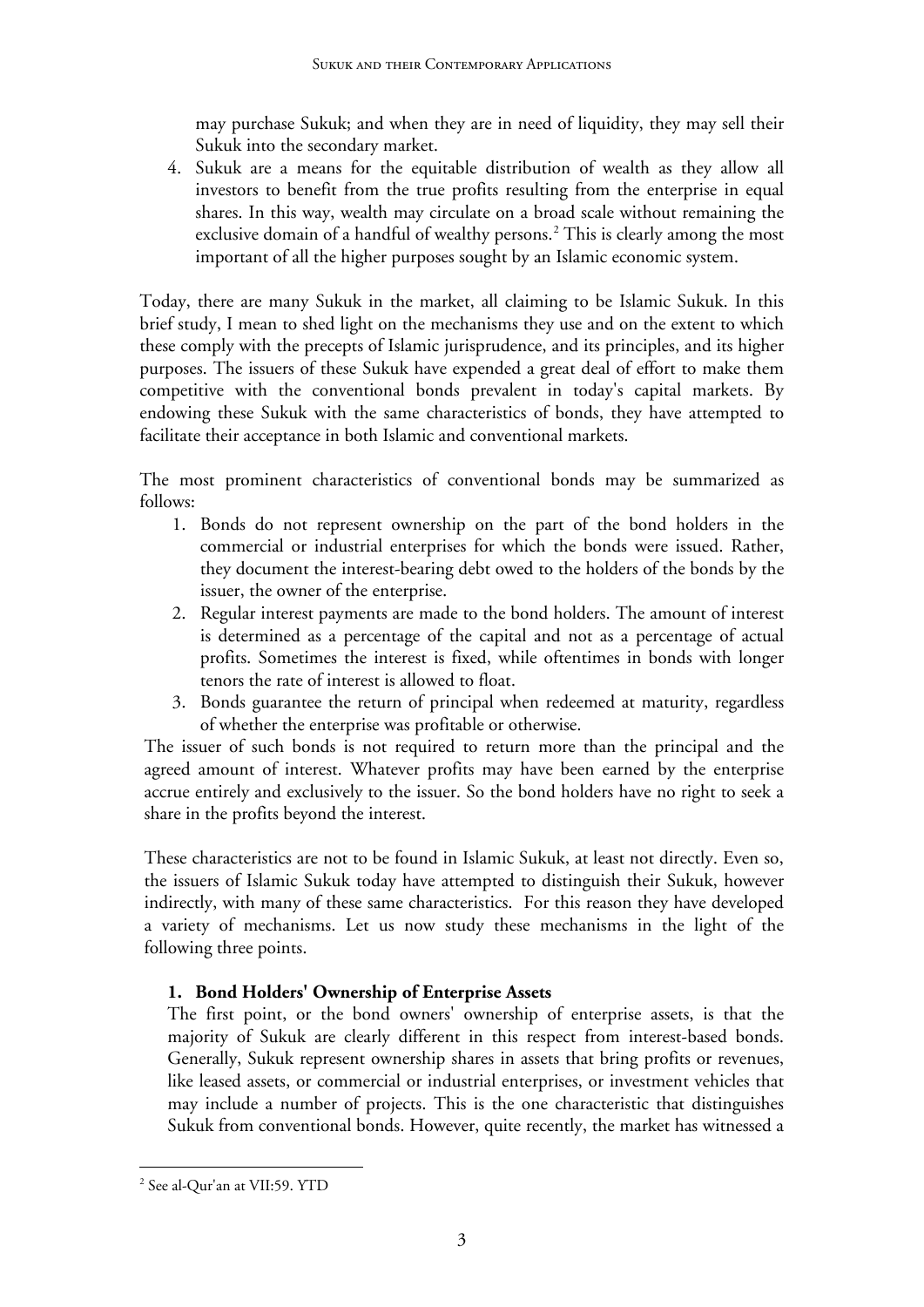may purchase Sukuk; and when they are in need of liquidity, they may sell their Sukuk into the secondary market.

4. Sukuk are a means for the equitable distribution of wealth as they allow all investors to benefit from the true profits resulting from the enterprise in equal shares. In this way, wealth may circulate on a broad scale without remaining the exclusive domain of a handful of wealthy persons.[2] This is clearly among the most important of all the higher purposes sought by an Islamic economic system.

Today, there are many Sukuk in the market, all claiming to be Islamic Sukuk. In this brief study, I mean to shed light on the mechanisms they use and on the extent to which these comply with the precepts of Islamic jurisprudence, and its principles, and its higher purposes. The issuers of these Sukuk have expended a great deal of effort to make them competitive with the conventional bonds prevalent in today's capital markets. By endowing these Sukuk with the same characteristics of bonds, they have attempted to facilitate their acceptance in both Islamic and conventional markets.

The most prominent characteristics of conventional bonds may be summarized as follows:

1. Bonds do not represent ownership on the part of the bond holders in the commercial or industrial enterprises for which the bonds were issued. Rather, they document the interest-bearing debt owed to the holders of the bonds by the issuer, the owner of the enterprise.
2. Regular interest payments are made to the bond holders. The amount of interest is determined as a percentage of the capital and not as a percentage of actual profits. Sometimes the interest is fixed, while oftentimes in bonds with longer tenors the rate of interest is allowed to float.
3. Bonds guarantee the return of principal when redeemed at maturity, regardless of whether the enterprise was profitable or otherwise.

The issuer of such bonds is not required to return more than the principal and the agreed amount of interest. Whatever profits may have been earned by the enterprise accrue entirely and exclusively to the issuer. So the bond holders have no right to seek a share in the profits beyond the interest.

These characteristics are not to be found in Islamic Sukuk, at least not directly. Even so, the issuers of Islamic Sukuk today have attempted to distinguish their Sukuk, however indirectly, with many of these same characteristics. For this reason they have developed a variety of mechanisms. Let us now study these mechanisms in the light of the following three points.

### 1. Bond Holders' Ownership of Enterprise Assets

The first point, or the bond owners' ownership of enterprise assets, is that the majority of Sukuk are clearly different in this respect from interest-based bonds. Generally, Sukuk represent ownership shares in assets that bring profits or revenues, like leased assets, or commercial or industrial enterprises, or investment vehicles that may include a number of projects. This is the one characteristic that distinguishes Sukuk from conventional bonds. However, quite recently, the market has witnessed a

[2] See al-Qur'an at VII:59. YTD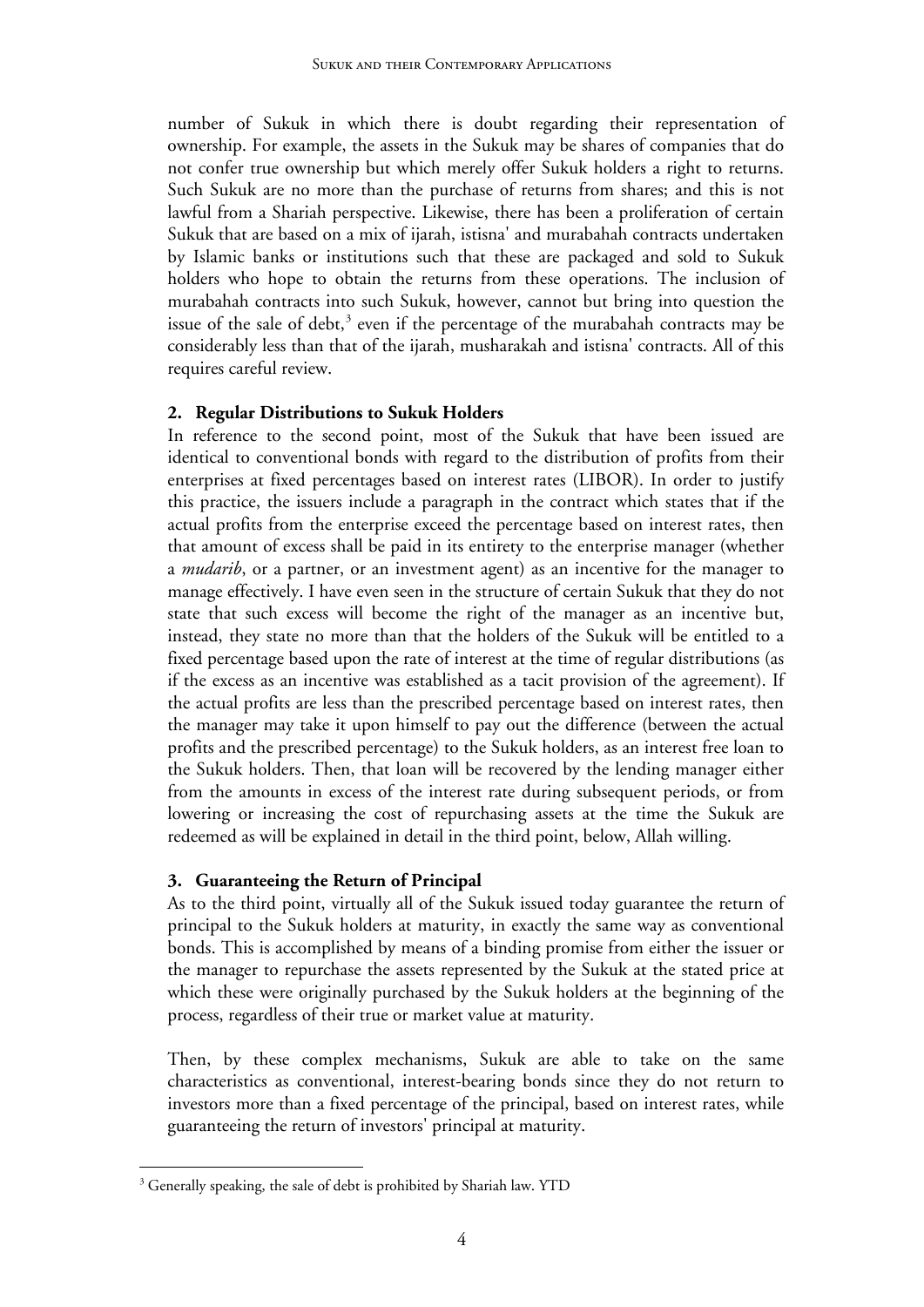number of Sukuk in which there is doubt regarding their representation of ownership. For example, the assets in the Sukuk may be shares of companies that do not confer true ownership but which merely offer Sukuk holders a right to returns. Such Sukuk are no more than the purchase of returns from shares; and this is not lawful from a Shariah perspective. Likewise, there has been a proliferation of certain Sukuk that are based on a mix of ijarah, istisna' and murabahah contracts undertaken by Islamic banks or institutions such that these are packaged and sold to Sukuk holders who hope to obtain the returns from these operations. The inclusion of murabahah contracts into such Sukuk, however, cannot but bring into question the issue of the sale of debt,[3] even if the percentage of the murabahah contracts may be considerably less than that of the ijarah, musharakah and istisna' contracts. All of this requires careful review.

### 2. Regular Distributions to Sukuk Holders

In reference to the second point, most of the Sukuk that have been issued are identical to conventional bonds with regard to the distribution of profits from their enterprises at fixed percentages based on interest rates (LIBOR). In order to justify this practice, the issuers include a paragraph in the contract which states that if the actual profits from the enterprise exceed the percentage based on interest rates, then that amount of excess shall be paid in its entirety to the enterprise manager (whether a *mudarib*, or a partner, or an investment agent) as an incentive for the manager to manage effectively. I have even seen in the structure of certain Sukuk that they do not state that such excess will become the right of the manager as an incentive but, instead, they state no more than that the holders of the Sukuk will be entitled to a fixed percentage based upon the rate of interest at the time of regular distributions (as if the excess as an incentive was established as a tacit provision of the agreement). If the actual profits are less than the prescribed percentage based on interest rates, then the manager may take it upon himself to pay out the difference (between the actual profits and the prescribed percentage) to the Sukuk holders, as an interest free loan to the Sukuk holders. Then, that loan will be recovered by the lending manager either from the amounts in excess of the interest rate during subsequent periods, or from lowering or increasing the cost of repurchasing assets at the time the Sukuk are redeemed as will be explained in detail in the third point, below, Allah willing.

### 3. Guaranteeing the Return of Principal

As to the third point, virtually all of the Sukuk issued today guarantee the return of principal to the Sukuk holders at maturity, in exactly the same way as conventional bonds. This is accomplished by means of a binding promise from either the issuer or the manager to repurchase the assets represented by the Sukuk at the stated price at which these were originally purchased by the Sukuk holders at the beginning of the process, regardless of their true or market value at maturity.

Then, by these complex mechanisms, Sukuk are able to take on the same characteristics as conventional, interest-bearing bonds since they do not return to investors more than a fixed percentage of the principal, based on interest rates, while guaranteeing the return of investors' principal at maturity.

---

[3] Generally speaking, the sale of debt is prohibited by Shariah law. YTD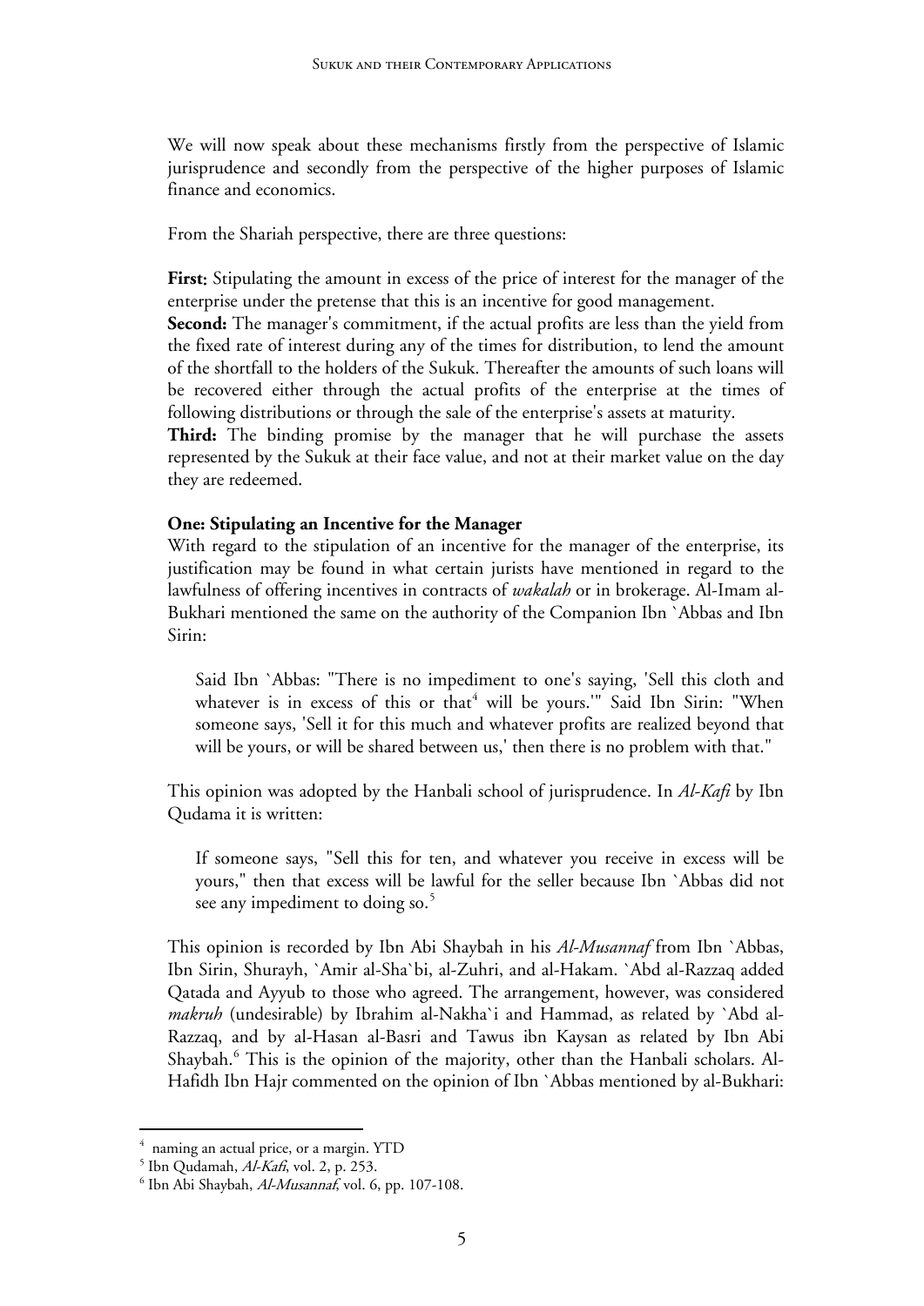We will now speak about these mechanisms firstly from the perspective of Islamic jurisprudence and secondly from the perspective of the higher purposes of Islamic finance and economics.

From the Shariah perspective, there are three questions:

**First**: Stipulating the amount in excess of the price of interest for the manager of the enterprise under the pretense that this is an incentive for good management.

**Second:** The manager's commitment, if the actual profits are less than the yield from the fixed rate of interest during any of the times for distribution, to lend the amount of the shortfall to the holders of the Sukuk. Thereafter the amounts of such loans will be recovered either through the actual profits of the enterprise at the times of following distributions or through the sale of the enterprise's assets at maturity.

**Third:** The binding promise by the manager that he will purchase the assets represented by the Sukuk at their face value, and not at their market value on the day they are redeemed.

**One: Stipulating an Incentive for the Manager**

With regard to the stipulation of an incentive for the manager of the enterprise, its justification may be found in what certain jurists have mentioned in regard to the lawfulness of offering incentives in contracts of *wakalah* or in brokerage. Al-Imam al-Bukhari mentioned the same on the authority of the Companion Ibn `Abbas and Ibn Sirin:

> Said Ibn `Abbas: "There is no impediment to one's saying, 'Sell this cloth and whatever is in excess of this or that[4] will be yours.'" Said Ibn Sirin: "When someone says, 'Sell it for this much and whatever profits are realized beyond that will be yours, or will be shared between us,' then there is no problem with that."

This opinion was adopted by the Hanbali school of jurisprudence. In *Al-Kafi* by Ibn Qudama it is written:

> If someone says, "Sell this for ten, and whatever you receive in excess will be yours," then that excess will be lawful for the seller because Ibn `Abbas did not see any impediment to doing so.[5]

This opinion is recorded by Ibn Abi Shaybah in his *Al-Musannaf* from Ibn `Abbas, Ibn Sirin, Shurayh, `Amir al-Sha`bi, al-Zuhri, and al-Hakam. `Abd al-Razzaq added Qatada and Ayyub to those who agreed. The arrangement, however, was considered *makruh* (undesirable) by Ibrahim al-Nakha`i and Hammad, as related by `Abd al-Razzaq, and by al-Hasan al-Basri and Tawus ibn Kaysan as related by Ibn Abi Shaybah.[6] This is the opinion of the majority, other than the Hanbali scholars. Al-Hafidh Ibn Hajr commented on the opinion of Ibn `Abbas mentioned by al-Bukhari:

---

[4] naming an actual price, or a margin. YTD

[5] Ibn Qudamah, *Al-Kafi*, vol. 2, p. 253.

[6] Ibn Abi Shaybah, *Al-Musannaf*, vol. 6, pp. 107-108.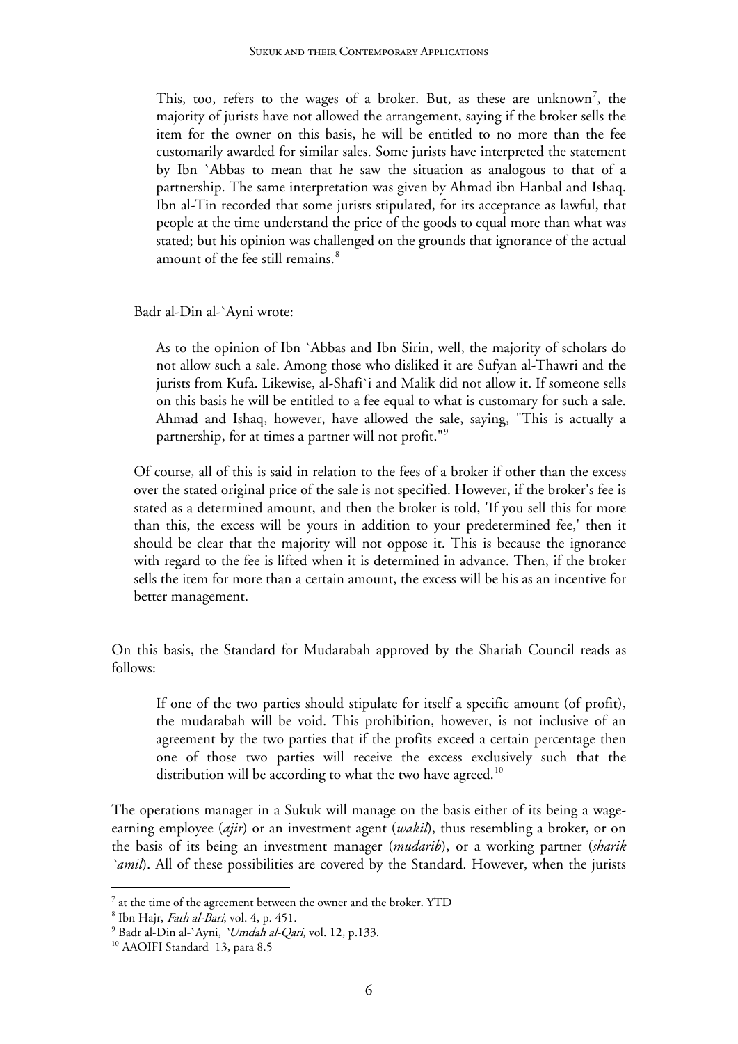> This, too, refers to the wages of a broker. But, as these are unknown[7], the majority of jurists have not allowed the arrangement, saying if the broker sells the item for the owner on this basis, he will be entitled to no more than the fee customarily awarded for similar sales. Some jurists have interpreted the statement by Ibn `Abbas to mean that he saw the situation as analogous to that of a partnership. The same interpretation was given by Ahmad ibn Hanbal and Ishaq. Ibn al-Tin recorded that some jurists stipulated, for its acceptance as lawful, that people at the time understand the price of the goods to equal more than what was stated; but his opinion was challenged on the grounds that ignorance of the actual amount of the fee still remains.[8]

Badr al-Din al-`Ayni wrote:

> As to the opinion of Ibn `Abbas and Ibn Sirin, well, the majority of scholars do not allow such a sale. Among those who disliked it are Sufyan al-Thawri and the jurists from Kufa. Likewise, al-Shafi`i and Malik did not allow it. If someone sells on this basis he will be entitled to a fee equal to what is customary for such a sale. Ahmad and Ishaq, however, have allowed the sale, saying, "This is actually a partnership, for at times a partner will not profit."[9]

Of course, all of this is said in relation to the fees of a broker if other than the excess over the stated original price of the sale is not specified. However, if the broker's fee is stated as a determined amount, and then the broker is told, 'If you sell this for more than this, the excess will be yours in addition to your predetermined fee,' then it should be clear that the majority will not oppose it. This is because the ignorance with regard to the fee is lifted when it is determined in advance. Then, if the broker sells the item for more than a certain amount, the excess will be his as an incentive for better management.

On this basis, the Standard for Mudarabah approved by the Shariah Council reads as follows:

> If one of the two parties should stipulate for itself a specific amount (of profit), the mudarabah will be void. This prohibition, however, is not inclusive of an agreement by the two parties that if the profits exceed a certain percentage then one of those two parties will receive the excess exclusively such that the distribution will be according to what the two have agreed.[10]

The operations manager in a Sukuk will manage on the basis either of its being a wage-earning employee (*ajir*) or an investment agent (*wakil*), thus resembling a broker, or on the basis of its being an investment manager (*mudarib*), or a working partner (*sharik `amil*). All of these possibilities are covered by the Standard. However, when the jurists

---

[7] at the time of the agreement between the owner and the broker. YTD

[8] Ibn Hajr, *Fath al-Bari*, vol. 4, p. 451.

[9] Badr al-Din al-`Ayni, *`Umdah al-Qari*, vol. 12, p.133.

[10] AAOIFI Standard 13, para 8.5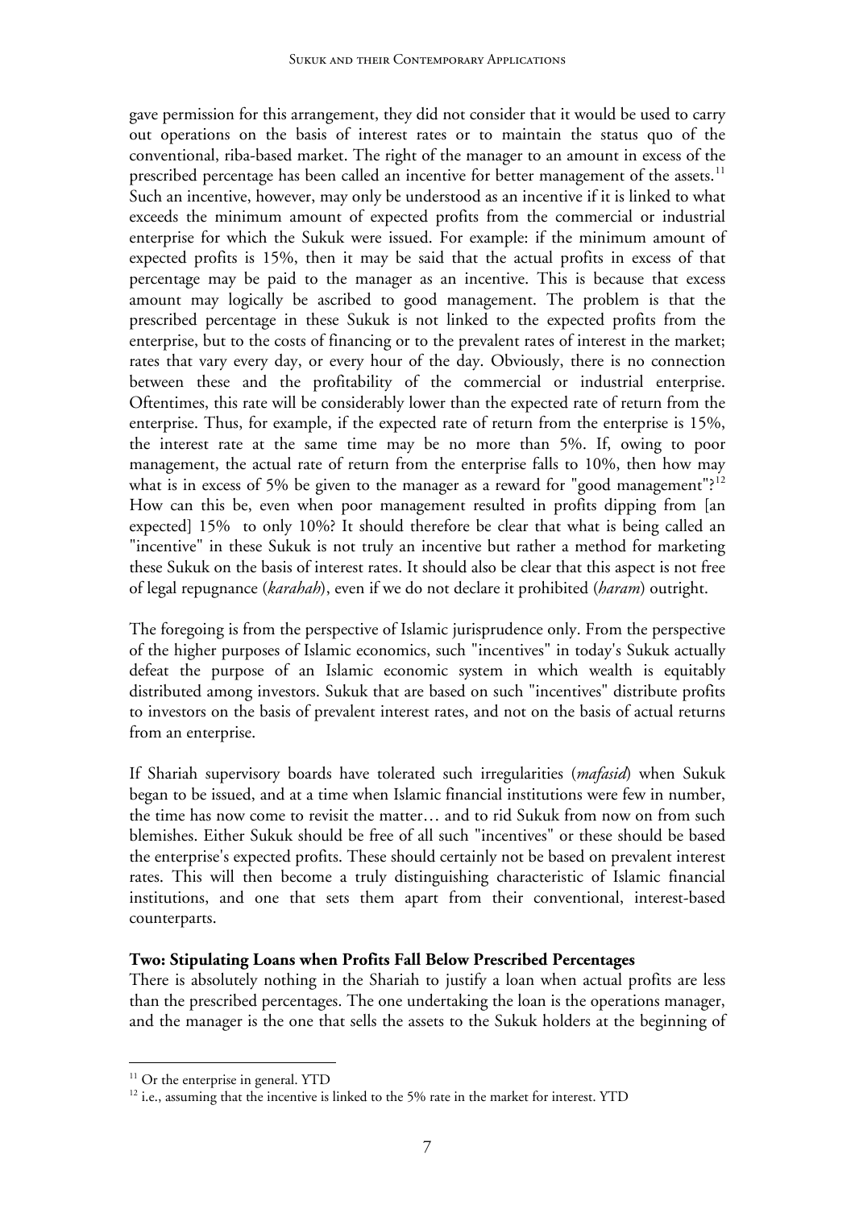gave permission for this arrangement, they did not consider that it would be used to carry out operations on the basis of interest rates or to maintain the status quo of the conventional, riba-based market. The right of the manager to an amount in excess of the prescribed percentage has been called an incentive for better management of the assets.[11] Such an incentive, however, may only be understood as an incentive if it is linked to what exceeds the minimum amount of expected profits from the commercial or industrial enterprise for which the Sukuk were issued. For example: if the minimum amount of expected profits is 15%, then it may be said that the actual profits in excess of that percentage may be paid to the manager as an incentive. This is because that excess amount may logically be ascribed to good management. The problem is that the prescribed percentage in these Sukuk is not linked to the expected profits from the enterprise, but to the costs of financing or to the prevalent rates of interest in the market; rates that vary every day, or every hour of the day. Obviously, there is no connection between these and the profitability of the commercial or industrial enterprise. Oftentimes, this rate will be considerably lower than the expected rate of return from the enterprise. Thus, for example, if the expected rate of return from the enterprise is 15%, the interest rate at the same time may be no more than 5%. If, owing to poor management, the actual rate of return from the enterprise falls to 10%, then how may what is in excess of 5% be given to the manager as a reward for "good management"?[12] How can this be, even when poor management resulted in profits dipping from [an expected] 15% to only 10%? It should therefore be clear that what is being called an "incentive" in these Sukuk is not truly an incentive but rather a method for marketing these Sukuk on the basis of interest rates. It should also be clear that this aspect is not free of legal repugnance (*karahah*), even if we do not declare it prohibited (*haram*) outright.

The foregoing is from the perspective of Islamic jurisprudence only. From the perspective of the higher purposes of Islamic economics, such "incentives" in today's Sukuk actually defeat the purpose of an Islamic economic system in which wealth is equitably distributed among investors. Sukuk that are based on such "incentives" distribute profits to investors on the basis of prevalent interest rates, and not on the basis of actual returns from an enterprise.

If Shariah supervisory boards have tolerated such irregularities (*mafasid*) when Sukuk began to be issued, and at a time when Islamic financial institutions were few in number, the time has now come to revisit the matter… and to rid Sukuk from now on from such blemishes. Either Sukuk should be free of all such "incentives" or these should be based the enterprise's expected profits. These should certainly not be based on prevalent interest rates. This will then become a truly distinguishing characteristic of Islamic financial institutions, and one that sets them apart from their conventional, interest-based counterparts.

**Two: Stipulating Loans when Profits Fall Below Prescribed Percentages**

There is absolutely nothing in the Shariah to justify a loan when actual profits are less than the prescribed percentages. The one undertaking the loan is the operations manager, and the manager is the one that sells the assets to the Sukuk holders at the beginning of

---

[11] Or the enterprise in general. YTD

[12] i.e., assuming that the incentive is linked to the 5% rate in the market for interest. YTD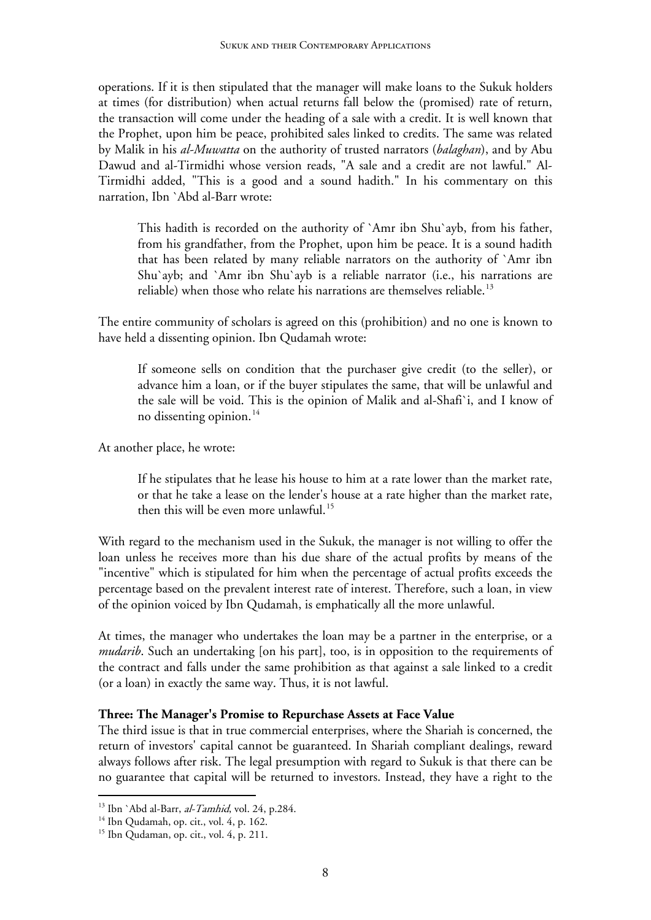operations. If it is then stipulated that the manager will make loans to the Sukuk holders at times (for distribution) when actual returns fall below the (promised) rate of return, the transaction will come under the heading of a sale with a credit. It is well known that the Prophet, upon him be peace, prohibited sales linked to credits. The same was related by Malik in his *al-Muwatta* on the authority of trusted narrators (*balaghan*), and by Abu Dawud and al-Tirmidhi whose version reads, "A sale and a credit are not lawful." Al-Tirmidhi added, "This is a good and a sound hadith." In his commentary on this narration, Ibn `Abd al-Barr wrote:

> This hadith is recorded on the authority of `Amr ibn Shu`ayb, from his father, from his grandfather, from the Prophet, upon him be peace. It is a sound hadith that has been related by many reliable narrators on the authority of `Amr ibn Shu`ayb; and `Amr ibn Shu`ayb is a reliable narrator (i.e., his narrations are reliable) when those who relate his narrations are themselves reliable.[13]

The entire community of scholars is agreed on this (prohibition) and no one is known to have held a dissenting opinion. Ibn Qudamah wrote:

> If someone sells on condition that the purchaser give credit (to the seller), or advance him a loan, or if the buyer stipulates the same, that will be unlawful and the sale will be void. This is the opinion of Malik and al-Shafi`i, and I know of no dissenting opinion.[14]

At another place, he wrote:

> If he stipulates that he lease his house to him at a rate lower than the market rate, or that he take a lease on the lender's house at a rate higher than the market rate, then this will be even more unlawful.[15]

With regard to the mechanism used in the Sukuk, the manager is not willing to offer the loan unless he receives more than his due share of the actual profits by means of the "incentive" which is stipulated for him when the percentage of actual profits exceeds the percentage based on the prevalent interest rate of interest. Therefore, such a loan, in view of the opinion voiced by Ibn Qudamah, is emphatically all the more unlawful.

At times, the manager who undertakes the loan may be a partner in the enterprise, or a *mudarib*. Such an undertaking [on his part], too, is in opposition to the requirements of the contract and falls under the same prohibition as that against a sale linked to a credit (or a loan) in exactly the same way. Thus, it is not lawful.

**Three: The Manager's Promise to Repurchase Assets at Face Value**

The third issue is that in true commercial enterprises, where the Shariah is concerned, the return of investors' capital cannot be guaranteed. In Shariah compliant dealings, reward always follows after risk. The legal presumption with regard to Sukuk is that there can be no guarantee that capital will be returned to investors. Instead, they have a right to the

---

[13] Ibn `Abd al-Barr, *al-Tamhid*, vol. 24, p.284.

[14] Ibn Qudamah, op. cit., vol. 4, p. 162.

[15] Ibn Qudaman, op. cit., vol. 4, p. 211.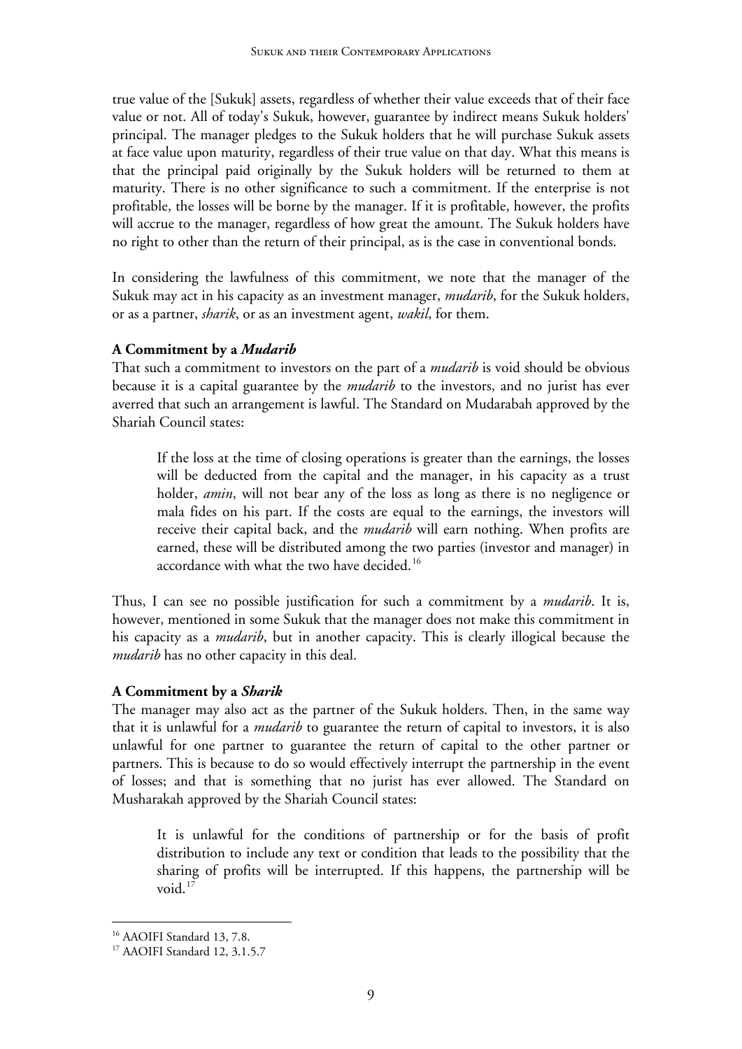true value of the [Sukuk] assets, regardless of whether their value exceeds that of their face value or not. All of today's Sukuk, however, guarantee by indirect means Sukuk holders' principal. The manager pledges to the Sukuk holders that he will purchase Sukuk assets at face value upon maturity, regardless of their true value on that day. What this means is that the principal paid originally by the Sukuk holders will be returned to them at maturity. There is no other significance to such a commitment. If the enterprise is not profitable, the losses will be borne by the manager. If it is profitable, however, the profits will accrue to the manager, regardless of how great the amount. The Sukuk holders have no right to other than the return of their principal, as is the case in conventional bonds.

In considering the lawfulness of this commitment, we note that the manager of the Sukuk may act in his capacity as an investment manager, *mudarib*, for the Sukuk holders, or as a partner, *sharik*, or as an investment agent, *wakil*, for them.

**A Commitment by a *Mudarib***

That such a commitment to investors on the part of a *mudarib* is void should be obvious because it is a capital guarantee by the *mudarib* to the investors, and no jurist has ever averred that such an arrangement is lawful. The Standard on Mudarabah approved by the Shariah Council states:

> If the loss at the time of closing operations is greater than the earnings, the losses will be deducted from the capital and the manager, in his capacity as a trust holder, *amin*, will not bear any of the loss as long as there is no negligence or mala fides on his part. If the costs are equal to the earnings, the investors will receive their capital back, and the *mudarib* will earn nothing. When profits are earned, these will be distributed among the two parties (investor and manager) in accordance with what the two have decided.[16]

Thus, I can see no possible justification for such a commitment by a *mudarib*. It is, however, mentioned in some Sukuk that the manager does not make this commitment in his capacity as a *mudarib*, but in another capacity. This is clearly illogical because the *mudarib* has no other capacity in this deal.

**A Commitment by a *Sharik***

The manager may also act as the partner of the Sukuk holders. Then, in the same way that it is unlawful for a *mudarib* to guarantee the return of capital to investors, it is also unlawful for one partner to guarantee the return of capital to the other partner or partners. This is because to do so would effectively interrupt the partnership in the event of losses; and that is something that no jurist has ever allowed. The Standard on Musharakah approved by the Shariah Council states:

> It is unlawful for the conditions of partnership or for the basis of profit distribution to include any text or condition that leads to the possibility that the sharing of profits will be interrupted. If this happens, the partnership will be void.[17]

---

[16] AAOIFI Standard 13, 7.8.

[17] AAOIFI Standard 12, 3.1.5.7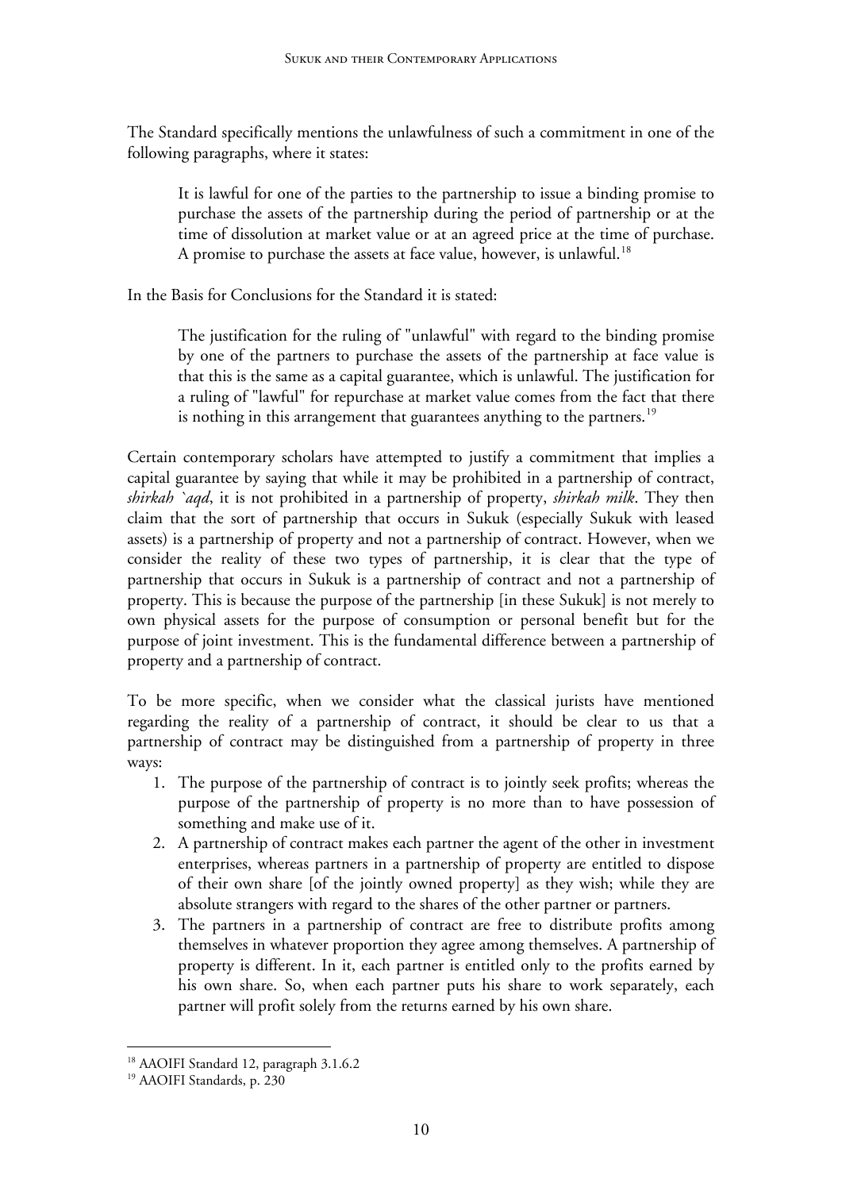The Standard specifically mentions the unlawfulness of such a commitment in one of the following paragraphs, where it states:

> It is lawful for one of the parties to the partnership to issue a binding promise to purchase the assets of the partnership during the period of partnership or at the time of dissolution at market value or at an agreed price at the time of purchase. A promise to purchase the assets at face value, however, is unlawful.[18]

In the Basis for Conclusions for the Standard it is stated:

> The justification for the ruling of "unlawful" with regard to the binding promise by one of the partners to purchase the assets of the partnership at face value is that this is the same as a capital guarantee, which is unlawful. The justification for a ruling of "lawful" for repurchase at market value comes from the fact that there is nothing in this arrangement that guarantees anything to the partners.[19]

Certain contemporary scholars have attempted to justify a commitment that implies a capital guarantee by saying that while it may be prohibited in a partnership of contract, *shirkah `aqd*, it is not prohibited in a partnership of property, *shirkah milk*. They then claim that the sort of partnership that occurs in Sukuk (especially Sukuk with leased assets) is a partnership of property and not a partnership of contract. However, when we consider the reality of these two types of partnership, it is clear that the type of partnership that occurs in Sukuk is a partnership of contract and not a partnership of property. This is because the purpose of the partnership [in these Sukuk] is not merely to own physical assets for the purpose of consumption or personal benefit but for the purpose of joint investment. This is the fundamental difference between a partnership of property and a partnership of contract.

To be more specific, when we consider what the classical jurists have mentioned regarding the reality of a partnership of contract, it should be clear to us that a partnership of contract may be distinguished from a partnership of property in three ways:

1. The purpose of the partnership of contract is to jointly seek profits; whereas the purpose of the partnership of property is no more than to have possession of something and make use of it.
2. A partnership of contract makes each partner the agent of the other in investment enterprises, whereas partners in a partnership of property are entitled to dispose of their own share [of the jointly owned property] as they wish; while they are absolute strangers with regard to the shares of the other partner or partners.
3. The partners in a partnership of contract are free to distribute profits among themselves in whatever proportion they agree among themselves. A partnership of property is different. In it, each partner is entitled only to the profits earned by his own share. So, when each partner puts his share to work separately, each partner will profit solely from the returns earned by his own share.

---

[18] AAOIFI Standard 12, paragraph 3.1.6.2

[19] AAOIFI Standards, p. 230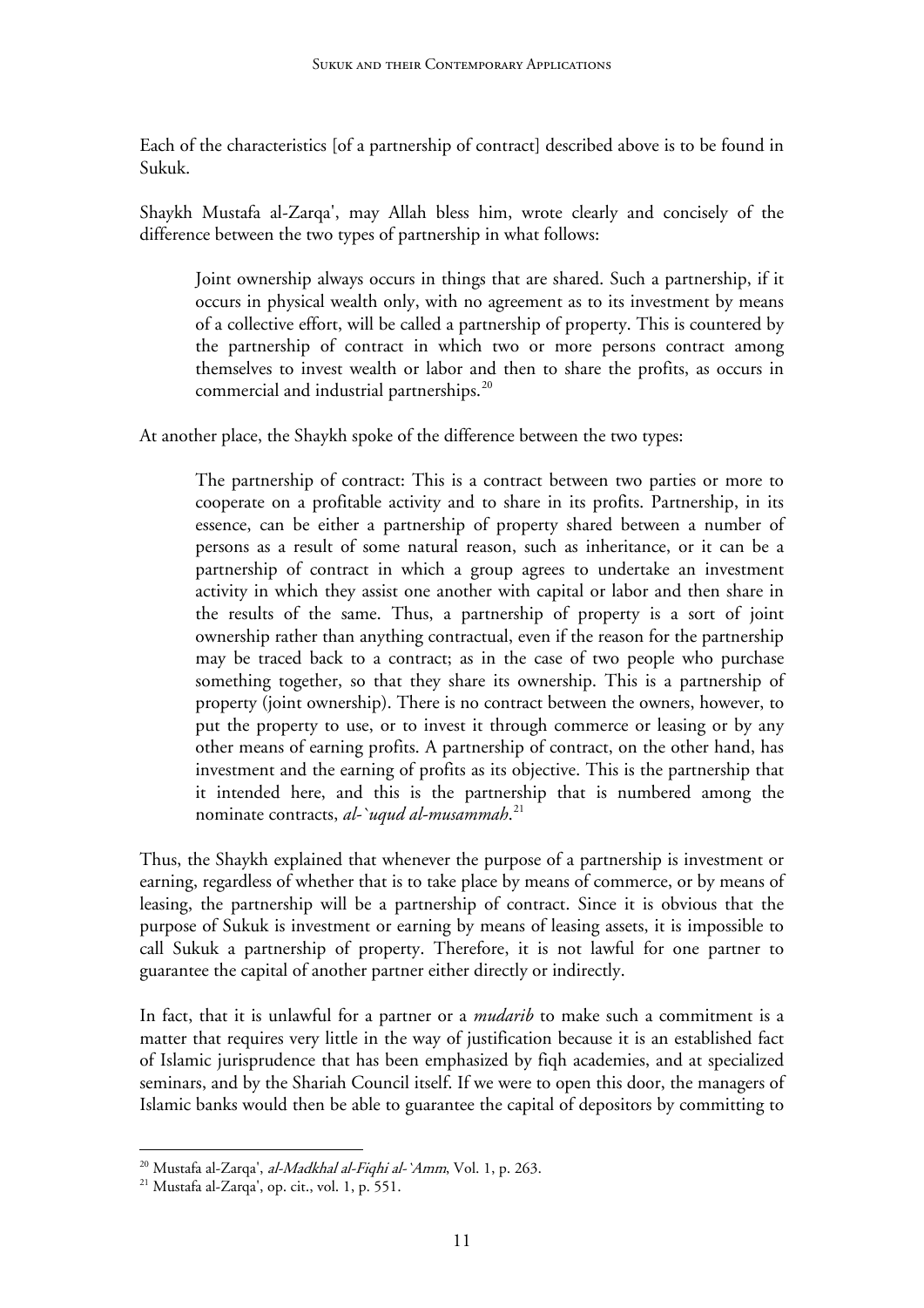Each of the characteristics [of a partnership of contract] described above is to be found in Sukuk.

Shaykh Mustafa al-Zarqa', may Allah bless him, wrote clearly and concisely of the difference between the two types of partnership in what follows:

> Joint ownership always occurs in things that are shared. Such a partnership, if it occurs in physical wealth only, with no agreement as to its investment by means of a collective effort, will be called a partnership of property. This is countered by the partnership of contract in which two or more persons contract among themselves to invest wealth or labor and then to share the profits, as occurs in commercial and industrial partnerships.[20]

At another place, the Shaykh spoke of the difference between the two types:

> The partnership of contract: This is a contract between two parties or more to cooperate on a profitable activity and to share in its profits. Partnership, in its essence, can be either a partnership of property shared between a number of persons as a result of some natural reason, such as inheritance, or it can be a partnership of contract in which a group agrees to undertake an investment activity in which they assist one another with capital or labor and then share in the results of the same. Thus, a partnership of property is a sort of joint ownership rather than anything contractual, even if the reason for the partnership may be traced back to a contract; as in the case of two people who purchase something together, so that they share its ownership. This is a partnership of property (joint ownership). There is no contract between the owners, however, to put the property to use, or to invest it through commerce or leasing or by any other means of earning profits. A partnership of contract, on the other hand, has investment and the earning of profits as its objective. This is the partnership that it intended here, and this is the partnership that is numbered among the nominate contracts, *al-`uqud al-musammah*.[21]

Thus, the Shaykh explained that whenever the purpose of a partnership is investment or earning, regardless of whether that is to take place by means of commerce, or by means of leasing, the partnership will be a partnership of contract. Since it is obvious that the purpose of Sukuk is investment or earning by means of leasing assets, it is impossible to call Sukuk a partnership of property. Therefore, it is not lawful for one partner to guarantee the capital of another partner either directly or indirectly.

In fact, that it is unlawful for a partner or a *mudarib* to make such a commitment is a matter that requires very little in the way of justification because it is an established fact of Islamic jurisprudence that has been emphasized by fiqh academies, and at specialized seminars, and by the Shariah Council itself. If we were to open this door, the managers of Islamic banks would then be able to guarantee the capital of depositors by committing to

---

[20] Mustafa al-Zarqa', *al-Madkhal al-Fiqhi al-`Amm*, Vol. 1, p. 263.

[21] Mustafa al-Zarqa', op. cit., vol. 1, p. 551.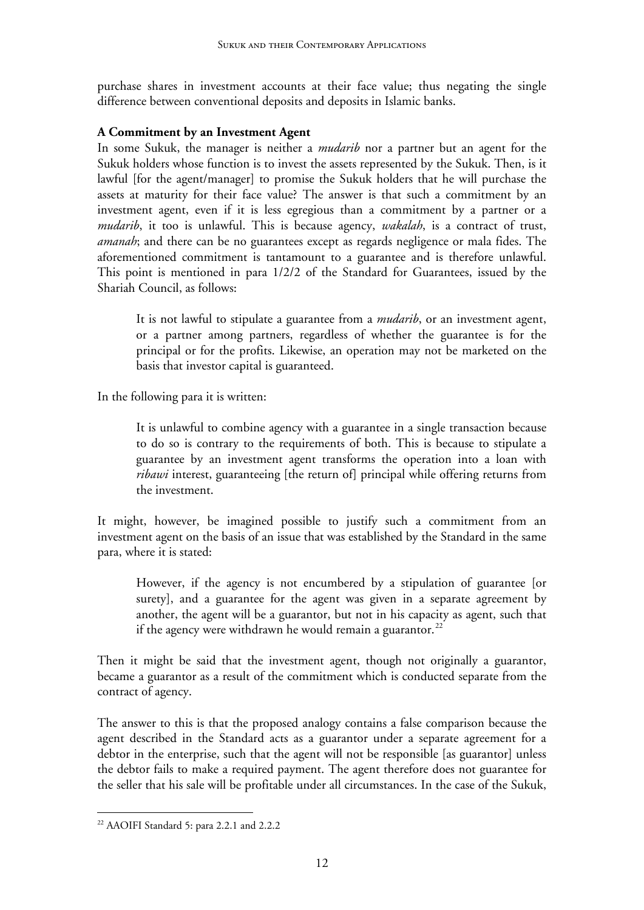purchase shares in investment accounts at their face value; thus negating the single difference between conventional deposits and deposits in Islamic banks.

**A Commitment by an Investment Agent**

In some Sukuk, the manager is neither a *mudarib* nor a partner but an agent for the Sukuk holders whose function is to invest the assets represented by the Sukuk. Then, is it lawful [for the agent/manager] to promise the Sukuk holders that he will purchase the assets at maturity for their face value? The answer is that such a commitment by an investment agent, even if it is less egregious than a commitment by a partner or a *mudarib*, it too is unlawful. This is because agency, *wakalah*, is a contract of trust, *amanah*; and there can be no guarantees except as regards negligence or mala fides. The aforementioned commitment is tantamount to a guarantee and is therefore unlawful. This point is mentioned in para 1/2/2 of the Standard for Guarantees, issued by the Shariah Council, as follows:

> It is not lawful to stipulate a guarantee from a *mudarib*, or an investment agent, or a partner among partners, regardless of whether the guarantee is for the principal or for the profits. Likewise, an operation may not be marketed on the basis that investor capital is guaranteed.

In the following para it is written:

> It is unlawful to combine agency with a guarantee in a single transaction because to do so is contrary to the requirements of both. This is because to stipulate a guarantee by an investment agent transforms the operation into a loan with *ribawi* interest, guaranteeing [the return of] principal while offering returns from the investment.

It might, however, be imagined possible to justify such a commitment from an investment agent on the basis of an issue that was established by the Standard in the same para, where it is stated:

> However, if the agency is not encumbered by a stipulation of guarantee [or surety], and a guarantee for the agent was given in a separate agreement by another, the agent will be a guarantor, but not in his capacity as agent, such that if the agency were withdrawn he would remain a guarantor.[22]

Then it might be said that the investment agent, though not originally a guarantor, became a guarantor as a result of the commitment which is conducted separate from the contract of agency.

The answer to this is that the proposed analogy contains a false comparison because the agent described in the Standard acts as a guarantor under a separate agreement for a debtor in the enterprise, such that the agent will not be responsible [as guarantor] unless the debtor fails to make a required payment. The agent therefore does not guarantee for the seller that his sale will be profitable under all circumstances. In the case of the Sukuk,

---

[22] AAOIFI Standard 5: para 2.2.1 and 2.2.2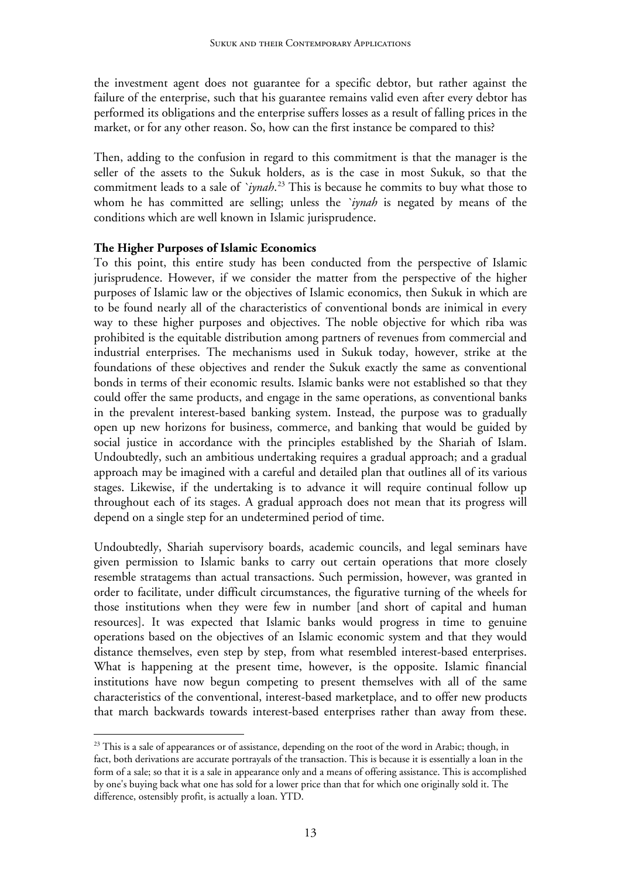the investment agent does not guarantee for a specific debtor, but rather against the failure of the enterprise, such that his guarantee remains valid even after every debtor has performed its obligations and the enterprise suffers losses as a result of falling prices in the market, or for any other reason. So, how can the first instance be compared to this?

Then, adding to the confusion in regard to this commitment is that the manager is the seller of the assets to the Sukuk holders, as is the case in most Sukuk, so that the commitment leads to a sale of *`iynah*.[23] This is because he commits to buy what those to whom he has committed are selling; unless the *`iynah* is negated by means of the conditions which are well known in Islamic jurisprudence.

**The Higher Purposes of Islamic Economics**

To this point, this entire study has been conducted from the perspective of Islamic jurisprudence. However, if we consider the matter from the perspective of the higher purposes of Islamic law or the objectives of Islamic economics, then Sukuk in which are to be found nearly all of the characteristics of conventional bonds are inimical in every way to these higher purposes and objectives. The noble objective for which riba was prohibited is the equitable distribution among partners of revenues from commercial and industrial enterprises. The mechanisms used in Sukuk today, however, strike at the foundations of these objectives and render the Sukuk exactly the same as conventional bonds in terms of their economic results. Islamic banks were not established so that they could offer the same products, and engage in the same operations, as conventional banks in the prevalent interest-based banking system. Instead, the purpose was to gradually open up new horizons for business, commerce, and banking that would be guided by social justice in accordance with the principles established by the Shariah of Islam. Undoubtedly, such an ambitious undertaking requires a gradual approach; and a gradual approach may be imagined with a careful and detailed plan that outlines all of its various stages. Likewise, if the undertaking is to advance it will require continual follow up throughout each of its stages. A gradual approach does not mean that its progress will depend on a single step for an undetermined period of time.

Undoubtedly, Shariah supervisory boards, academic councils, and legal seminars have given permission to Islamic banks to carry out certain operations that more closely resemble stratagems than actual transactions. Such permission, however, was granted in order to facilitate, under difficult circumstances, the figurative turning of the wheels for those institutions when they were few in number [and short of capital and human resources]. It was expected that Islamic banks would progress in time to genuine operations based on the objectives of an Islamic economic system and that they would distance themselves, even step by step, from what resembled interest-based enterprises. What is happening at the present time, however, is the opposite. Islamic financial institutions have now begun competing to present themselves with all of the same characteristics of the conventional, interest-based marketplace, and to offer new products that march backwards towards interest-based enterprises rather than away from these.

---

[23] This is a sale of appearances or of assistance, depending on the root of the word in Arabic; though, in fact, both derivations are accurate portrayals of the transaction. This is because it is essentially a loan in the form of a sale; so that it is a sale in appearance only and a means of offering assistance. This is accomplished by one's buying back what one has sold for a lower price than that for which one originally sold it. The difference, ostensibly profit, is actually a loan. YTD.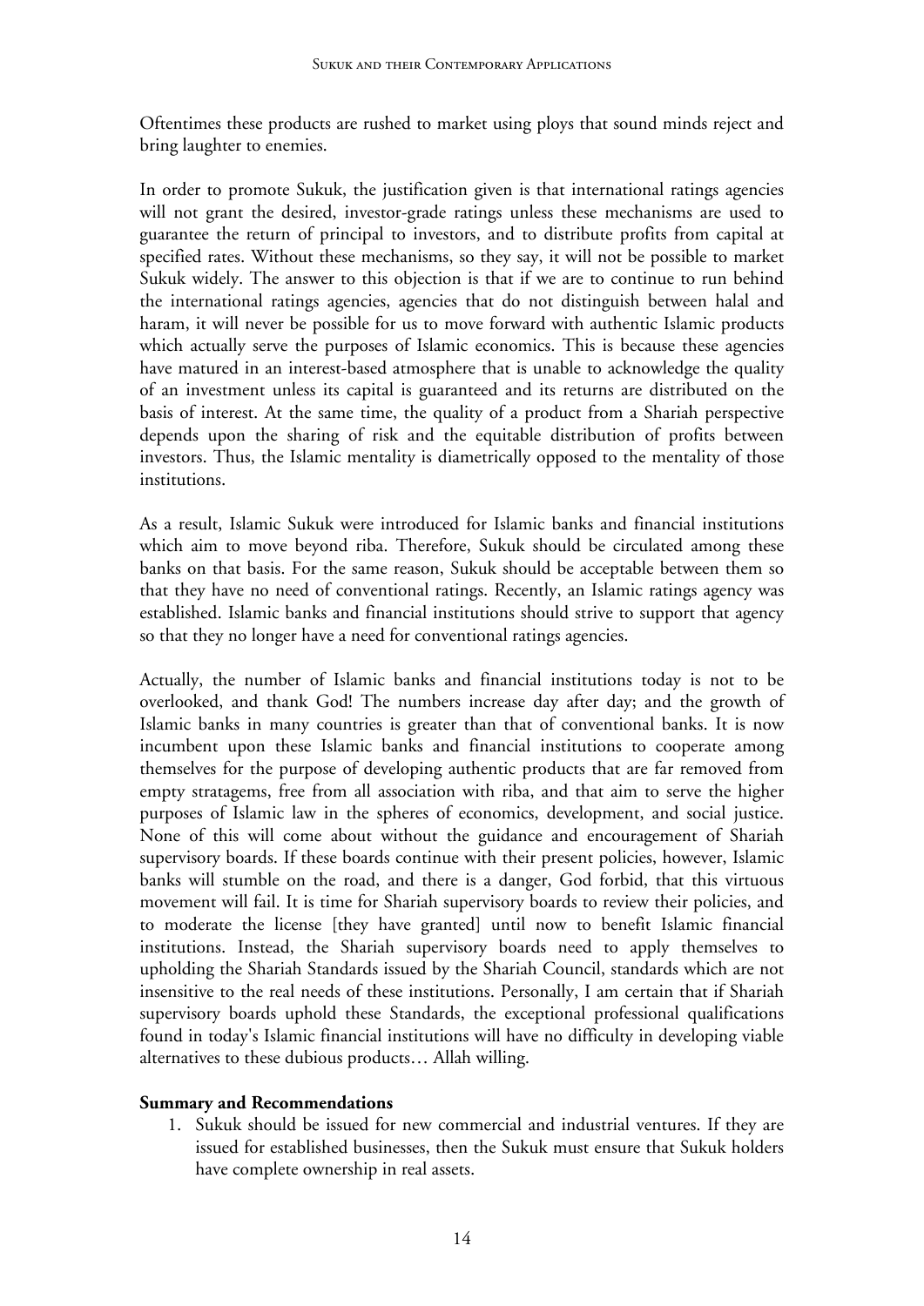Oftentimes these products are rushed to market using ploys that sound minds reject and bring laughter to enemies.

In order to promote Sukuk, the justification given is that international ratings agencies will not grant the desired, investor-grade ratings unless these mechanisms are used to guarantee the return of principal to investors, and to distribute profits from capital at specified rates. Without these mechanisms, so they say, it will not be possible to market Sukuk widely. The answer to this objection is that if we are to continue to run behind the international ratings agencies, agencies that do not distinguish between halal and haram, it will never be possible for us to move forward with authentic Islamic products which actually serve the purposes of Islamic economics. This is because these agencies have matured in an interest-based atmosphere that is unable to acknowledge the quality of an investment unless its capital is guaranteed and its returns are distributed on the basis of interest. At the same time, the quality of a product from a Shariah perspective depends upon the sharing of risk and the equitable distribution of profits between investors. Thus, the Islamic mentality is diametrically opposed to the mentality of those institutions.

As a result, Islamic Sukuk were introduced for Islamic banks and financial institutions which aim to move beyond riba. Therefore, Sukuk should be circulated among these banks on that basis. For the same reason, Sukuk should be acceptable between them so that they have no need of conventional ratings. Recently, an Islamic ratings agency was established. Islamic banks and financial institutions should strive to support that agency so that they no longer have a need for conventional ratings agencies.

Actually, the number of Islamic banks and financial institutions today is not to be overlooked, and thank God! The numbers increase day after day; and the growth of Islamic banks in many countries is greater than that of conventional banks. It is now incumbent upon these Islamic banks and financial institutions to cooperate among themselves for the purpose of developing authentic products that are far removed from empty stratagems, free from all association with riba, and that aim to serve the higher purposes of Islamic law in the spheres of economics, development, and social justice. None of this will come about without the guidance and encouragement of Shariah supervisory boards. If these boards continue with their present policies, however, Islamic banks will stumble on the road, and there is a danger, God forbid, that this virtuous movement will fail. It is time for Shariah supervisory boards to review their policies, and to moderate the license [they have granted] until now to benefit Islamic financial institutions. Instead, the Shariah supervisory boards need to apply themselves to upholding the Shariah Standards issued by the Shariah Council, standards which are not insensitive to the real needs of these institutions. Personally, I am certain that if Shariah supervisory boards uphold these Standards, the exceptional professional qualifications found in today's Islamic financial institutions will have no difficulty in developing viable alternatives to these dubious products… Allah willing.

**Summary and Recommendations**

1. Sukuk should be issued for new commercial and industrial ventures. If they are issued for established businesses, then the Sukuk must ensure that Sukuk holders have complete ownership in real assets.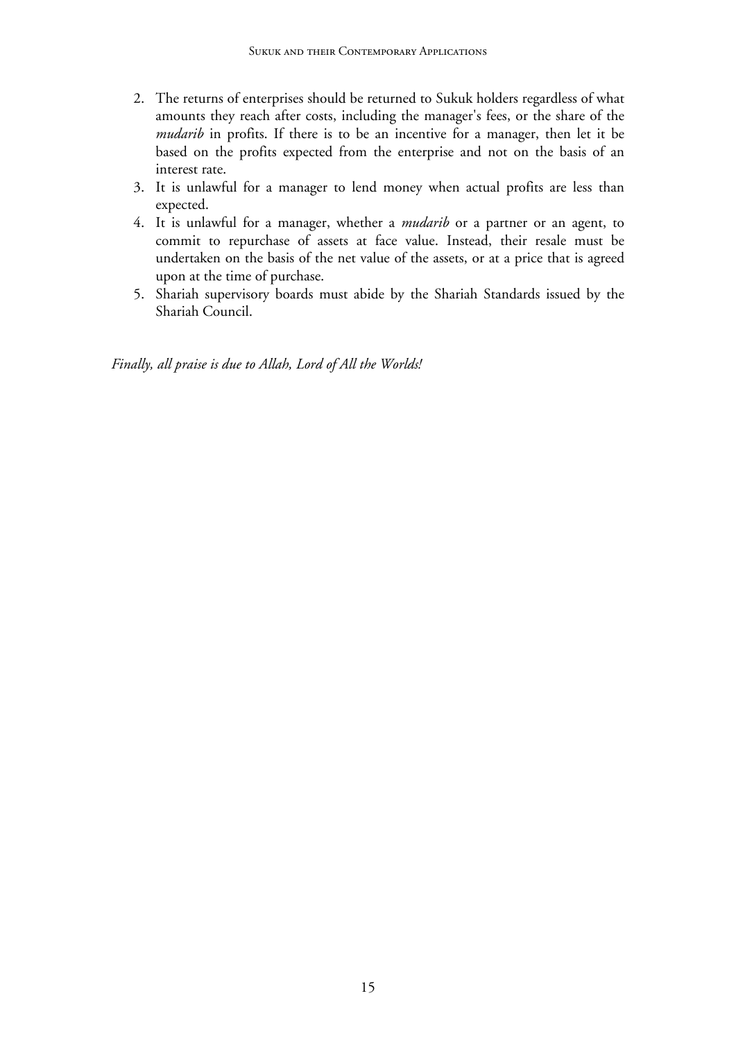2. The returns of enterprises should be returned to Sukuk holders regardless of what amounts they reach after costs, including the manager's fees, or the share of the *mudarib* in profits. If there is to be an incentive for a manager, then let it be based on the profits expected from the enterprise and not on the basis of an interest rate.
3. It is unlawful for a manager to lend money when actual profits are less than expected.
4. It is unlawful for a manager, whether a *mudarib* or a partner or an agent, to commit to repurchase of assets at face value. Instead, their resale must be undertaken on the basis of the net value of the assets, or at a price that is agreed upon at the time of purchase.
5. Shariah supervisory boards must abide by the Shariah Standards issued by the Shariah Council.

*Finally, all praise is due to Allah, Lord of All the Worlds!*